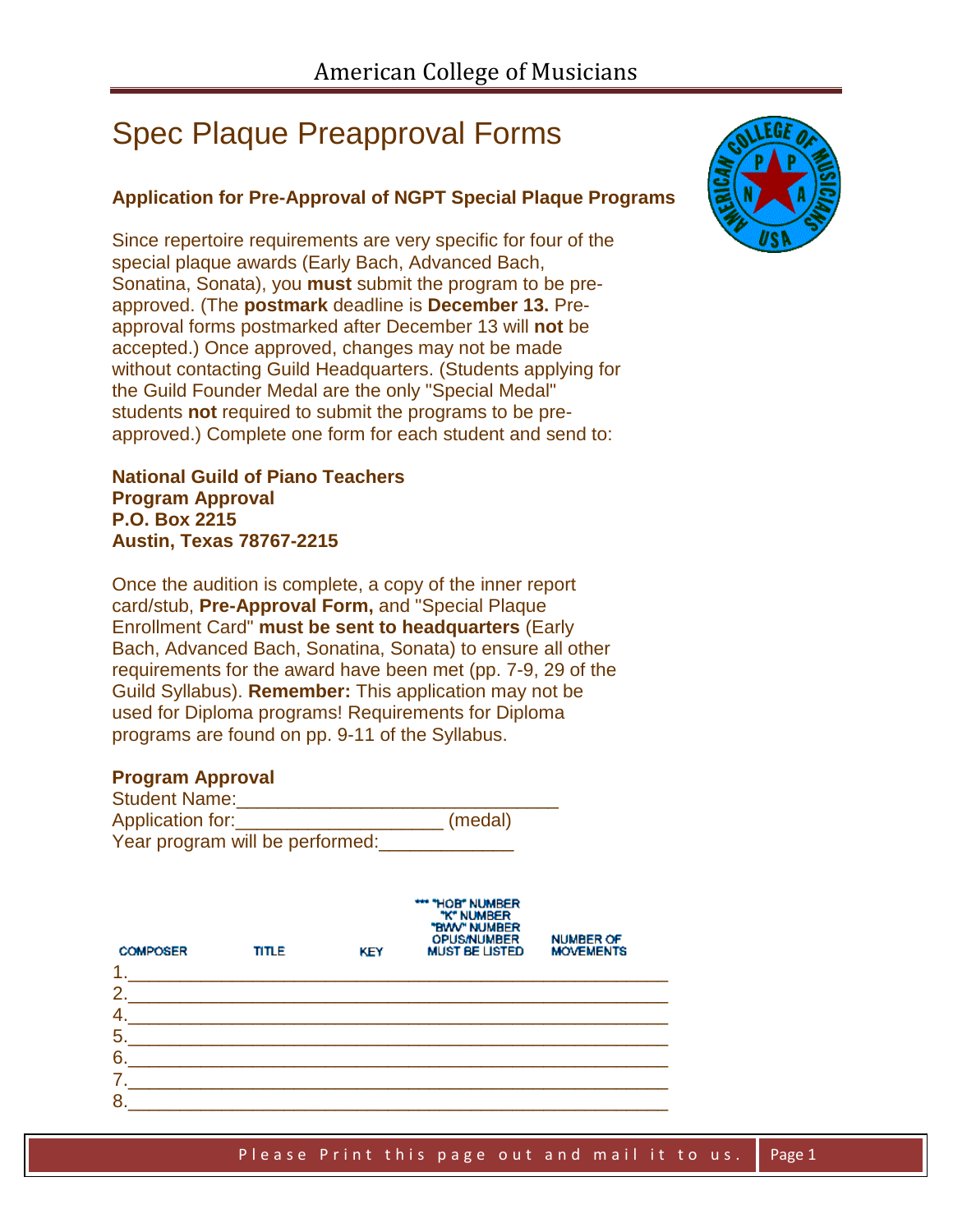# Spec Plaque Preapproval Forms

### Application for Pre-Approval of NGPT Special Plaque Programs

Since repertoire requirements are very specific for four of the special plaque awards (Early Bach, Advanced Bach, Sonatina, Sonata), you **must** submit the program to be pre-approved. (The **postmark** deadline is **December 13.** Pre-approval forms postmarked after December 13 will **not** be accepted.) Once approved, changes may not be made without contacting Guild Headquarters. (Students applying for the Guild Founder Medal are the only "Special Medal" students **not** required to submit the programs to be pre-approved.) Complete one form for each student and send to:

**National Guild of Piano Teachers**
**Program Approval**
**P.O. Box 2215**
**Austin, Texas 78767-2215**

Once the audition is complete, a copy of the inner report card/stub, **Pre-Approval Form,** and "Special Plaque Enrollment Card" **must be sent to headquarters** (Early Bach, Advanced Bach, Sonatina, Sonata) to ensure all other requirements for the award have been met (pp. 7-9, 29 of the Guild Syllabus). **Remember:** This application may not be used for Diploma programs! Requirements for Diploma programs are found on pp. 9-11 of the Syllabus.

**Program Approval**

Student Name:______________________________

Application for:____________________ (medal)

Year program will be performed:_____________

| COMPOSER | TITLE | KEY | *** "HOB" NUMBER "K" NUMBER "BWV" NUMBER OPUS/NUMBER MUST BE LISTED | NUMBER OF MOVEMENTS |
|---|---|---|---|---|

1.____________________________________________________

2.____________________________________________________

4.____________________________________________________

5.____________________________________________________

6.____________________________________________________

7.____________________________________________________

8.____________________________________________________

Please Print this page out and mail it to us.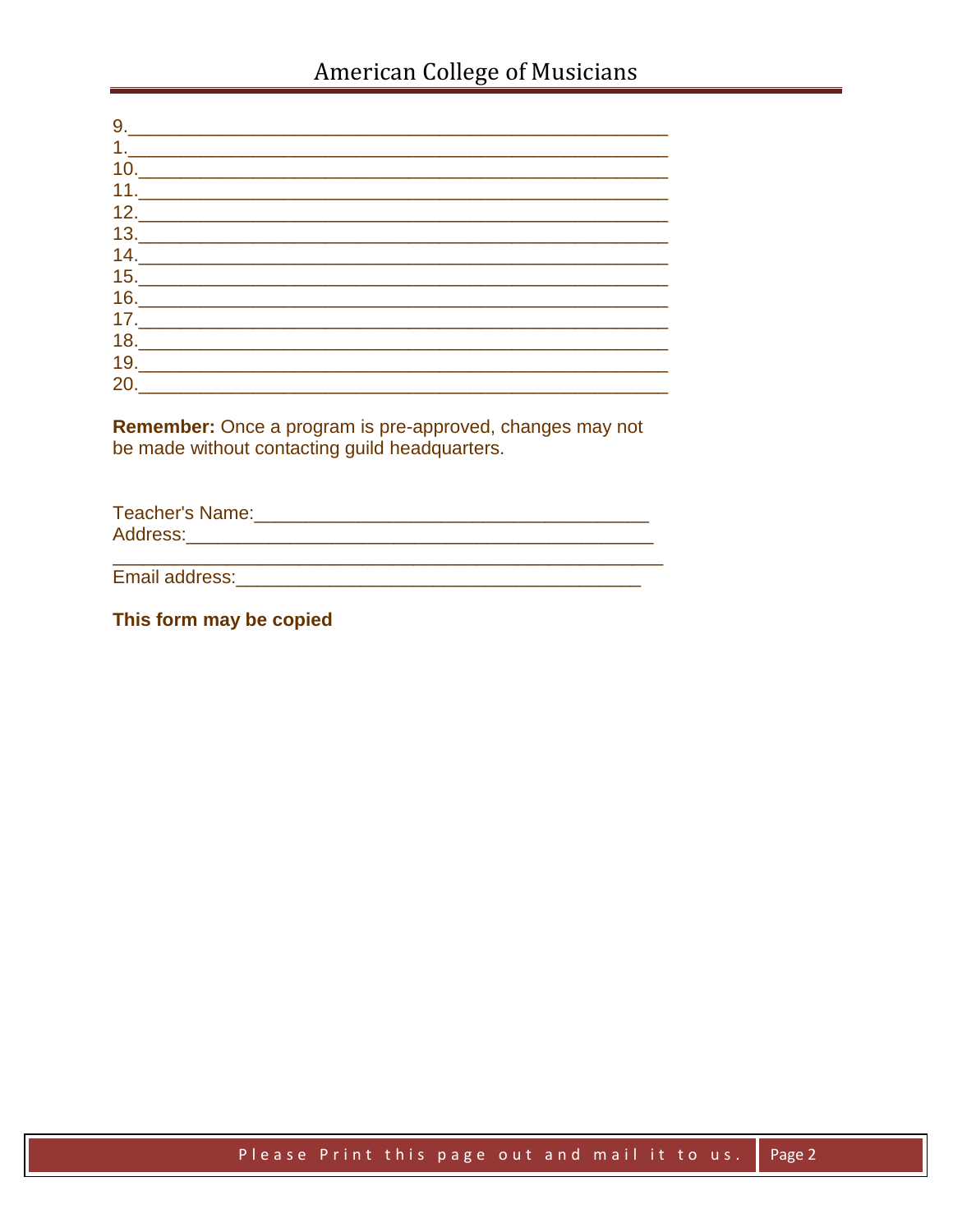9.\_\_\_\_\_\_\_\_\_\_\_\_\_\_\_\_\_\_\_\_\_\_\_\_\_\_\_\_\_\_\_\_\_\_\_\_\_\_\_\_\_\_\_\_\_\_\_\_\_\_\_\_
1.\_\_\_\_\_\_\_\_\_\_\_\_\_\_\_\_\_\_\_\_\_\_\_\_\_\_\_\_\_\_\_\_\_\_\_\_\_\_\_\_\_\_\_\_\_\_\_\_\_\_\_\_
10.\_\_\_\_\_\_\_\_\_\_\_\_\_\_\_\_\_\_\_\_\_\_\_\_\_\_\_\_\_\_\_\_\_\_\_\_\_\_\_\_\_\_\_\_\_\_\_\_\_\_\_
11.\_\_\_\_\_\_\_\_\_\_\_\_\_\_\_\_\_\_\_\_\_\_\_\_\_\_\_\_\_\_\_\_\_\_\_\_\_\_\_\_\_\_\_\_\_\_\_\_\_\_\_
12.\_\_\_\_\_\_\_\_\_\_\_\_\_\_\_\_\_\_\_\_\_\_\_\_\_\_\_\_\_\_\_\_\_\_\_\_\_\_\_\_\_\_\_\_\_\_\_\_\_\_\_
13.\_\_\_\_\_\_\_\_\_\_\_\_\_\_\_\_\_\_\_\_\_\_\_\_\_\_\_\_\_\_\_\_\_\_\_\_\_\_\_\_\_\_\_\_\_\_\_\_\_\_\_
14.\_\_\_\_\_\_\_\_\_\_\_\_\_\_\_\_\_\_\_\_\_\_\_\_\_\_\_\_\_\_\_\_\_\_\_\_\_\_\_\_\_\_\_\_\_\_\_\_\_\_\_
15.\_\_\_\_\_\_\_\_\_\_\_\_\_\_\_\_\_\_\_\_\_\_\_\_\_\_\_\_\_\_\_\_\_\_\_\_\_\_\_\_\_\_\_\_\_\_\_\_\_\_\_
16.\_\_\_\_\_\_\_\_\_\_\_\_\_\_\_\_\_\_\_\_\_\_\_\_\_\_\_\_\_\_\_\_\_\_\_\_\_\_\_\_\_\_\_\_\_\_\_\_\_\_\_
17.\_\_\_\_\_\_\_\_\_\_\_\_\_\_\_\_\_\_\_\_\_\_\_\_\_\_\_\_\_\_\_\_\_\_\_\_\_\_\_\_\_\_\_\_\_\_\_\_\_\_\_
18.\_\_\_\_\_\_\_\_\_\_\_\_\_\_\_\_\_\_\_\_\_\_\_\_\_\_\_\_\_\_\_\_\_\_\_\_\_\_\_\_\_\_\_\_\_\_\_\_\_\_\_
19.\_\_\_\_\_\_\_\_\_\_\_\_\_\_\_\_\_\_\_\_\_\_\_\_\_\_\_\_\_\_\_\_\_\_\_\_\_\_\_\_\_\_\_\_\_\_\_\_\_\_\_
20.\_\_\_\_\_\_\_\_\_\_\_\_\_\_\_\_\_\_\_\_\_\_\_\_\_\_\_\_\_\_\_\_\_\_\_\_\_\_\_\_\_\_\_\_\_\_\_\_\_\_\_

**Remember:** Once a program is pre-approved, changes may not be made without contacting guild headquarters.

Teacher's Name:\_\_\_\_\_\_\_\_\_\_\_\_\_\_\_\_\_\_\_\_\_\_\_\_\_\_\_\_\_\_\_\_\_\_\_\_\_\_\_
Address:\_\_\_\_\_\_\_\_\_\_\_\_\_\_\_\_\_\_\_\_\_\_\_\_\_\_\_\_\_\_\_\_\_\_\_\_\_\_\_\_\_\_\_\_\_\_
\_\_\_\_\_\_\_\_\_\_\_\_\_\_\_\_\_\_\_\_\_\_\_\_\_\_\_\_\_\_\_\_\_\_\_\_\_\_\_\_\_\_\_\_\_\_\_\_\_\_\_\_\_\_\_
Email address:\_\_\_\_\_\_\_\_\_\_\_\_\_\_\_\_\_\_\_\_\_\_\_\_\_\_\_\_\_\_\_\_\_\_\_\_\_\_\_\_

**This form may be copied**

Please Print this page out and mail it to us.